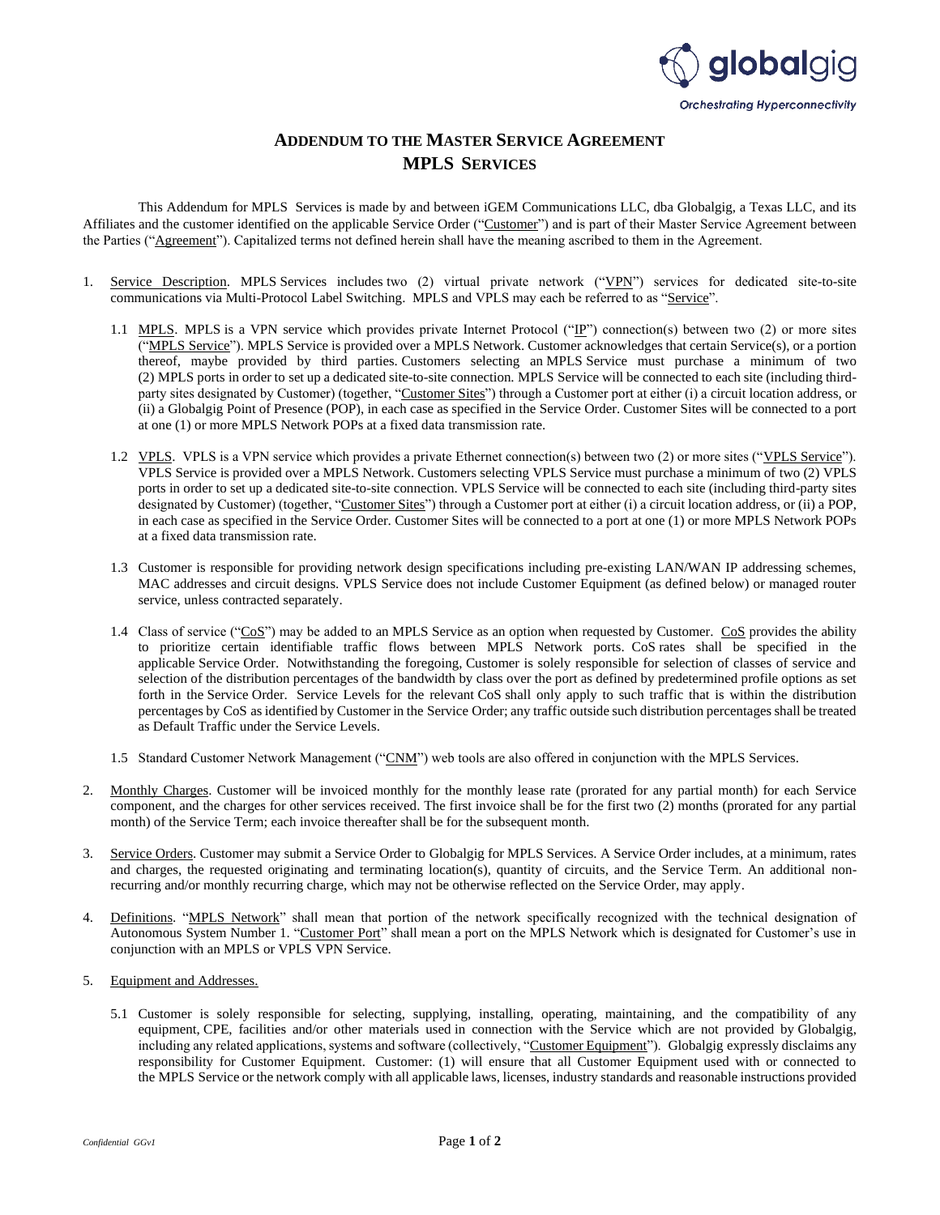# ADDENDUM TO THE MASTER SERVICE AGREEMENT
# MPLS SERVICES

This Addendum for MPLS Services is made by and between iGEM Communications LLC, dba Globalgig, a Texas LLC, and its Affiliates and the customer identified on the applicable Service Order ("Customer") and is part of their Master Service Agreement between the Parties ("Agreement"). Capitalized terms not defined herein shall have the meaning ascribed to them in the Agreement.

1. Service Description. MPLS Services includes two (2) virtual private network ("VPN") services for dedicated site-to-site communications via Multi-Protocol Label Switching. MPLS and VPLS may each be referred to as "Service".

   1.1 MPLS. MPLS is a VPN service which provides private Internet Protocol ("IP") connection(s) between two (2) or more sites ("MPLS Service"). MPLS Service is provided over a MPLS Network. Customer acknowledges that certain Service(s), or a portion thereof, maybe provided by third parties. Customers selecting an MPLS Service must purchase a minimum of two (2) MPLS ports in order to set up a dedicated site-to-site connection. MPLS Service will be connected to each site (including third-party sites designated by Customer) (together, "Customer Sites") through a Customer port at either (i) a circuit location address, or (ii) a Globalgig Point of Presence (POP), in each case as specified in the Service Order. Customer Sites will be connected to a port at one (1) or more MPLS Network POPs at a fixed data transmission rate.

   1.2 VPLS. VPLS is a VPN service which provides a private Ethernet connection(s) between two (2) or more sites ("VPLS Service"). VPLS Service is provided over a MPLS Network. Customers selecting VPLS Service must purchase a minimum of two (2) VPLS ports in order to set up a dedicated site-to-site connection. VPLS Service will be connected to each site (including third-party sites designated by Customer) (together, "Customer Sites") through a Customer port at either (i) a circuit location address, or (ii) a POP, in each case as specified in the Service Order. Customer Sites will be connected to a port at one (1) or more MPLS Network POPs at a fixed data transmission rate.

   1.3 Customer is responsible for providing network design specifications including pre-existing LAN/WAN IP addressing schemes, MAC addresses and circuit designs. VPLS Service does not include Customer Equipment (as defined below) or managed router service, unless contracted separately.

   1.4 Class of service ("CoS") may be added to an MPLS Service as an option when requested by Customer. CoS provides the ability to prioritize certain identifiable traffic flows between MPLS Network ports. CoS rates shall be specified in the applicable Service Order. Notwithstanding the foregoing, Customer is solely responsible for selection of classes of service and selection of the distribution percentages of the bandwidth by class over the port as defined by predetermined profile options as set forth in the Service Order. Service Levels for the relevant CoS shall only apply to such traffic that is within the distribution percentages by CoS as identified by Customer in the Service Order; any traffic outside such distribution percentages shall be treated as Default Traffic under the Service Levels.

   1.5 Standard Customer Network Management ("CNM") web tools are also offered in conjunction with the MPLS Services.

2. Monthly Charges. Customer will be invoiced monthly for the monthly lease rate (prorated for any partial month) for each Service component, and the charges for other services received. The first invoice shall be for the first two (2) months (prorated for any partial month) of the Service Term; each invoice thereafter shall be for the subsequent month.

3. Service Orders. Customer may submit a Service Order to Globalgig for MPLS Services. A Service Order includes, at a minimum, rates and charges, the requested originating and terminating location(s), quantity of circuits, and the Service Term. An additional non-recurring and/or monthly recurring charge, which may not be otherwise reflected on the Service Order, may apply.

4. Definitions. "MPLS Network" shall mean that portion of the network specifically recognized with the technical designation of Autonomous System Number 1. "Customer Port" shall mean a port on the MPLS Network which is designated for Customer's use in conjunction with an MPLS or VPLS VPN Service.

5. Equipment and Addresses.

   5.1 Customer is solely responsible for selecting, supplying, installing, operating, maintaining, and the compatibility of any equipment, CPE, facilities and/or other materials used in connection with the Service which are not provided by Globalgig, including any related applications, systems and software (collectively, "Customer Equipment"). Globalgig expressly disclaims any responsibility for Customer Equipment. Customer: (1) will ensure that all Customer Equipment used with or connected to the MPLS Service or the network comply with all applicable laws, licenses, industry standards and reasonable instructions provided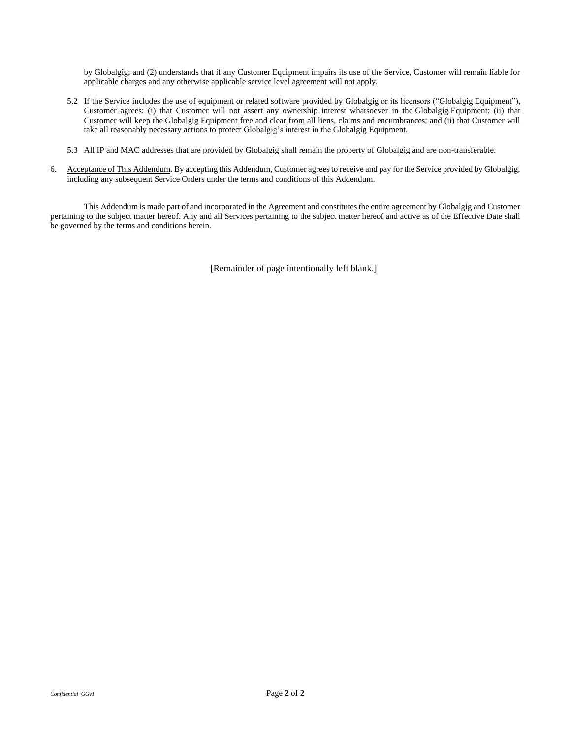by Globalgig; and (2) understands that if any Customer Equipment impairs its use of the Service, Customer will remain liable for applicable charges and any otherwise applicable service level agreement will not apply.

5.2 If the Service includes the use of equipment or related software provided by Globalgig or its licensors ("Globalgig Equipment"), Customer agrees: (i) that Customer will not assert any ownership interest whatsoever in the Globalgig Equipment; (ii) that Customer will keep the Globalgig Equipment free and clear from all liens, claims and encumbrances; and (ii) that Customer will take all reasonably necessary actions to protect Globalgig's interest in the Globalgig Equipment.

5.3 All IP and MAC addresses that are provided by Globalgig shall remain the property of Globalgig and are non-transferable.

6. Acceptance of This Addendum. By accepting this Addendum, Customer agrees to receive and pay for the Service provided by Globalgig, including any subsequent Service Orders under the terms and conditions of this Addendum.

This Addendum is made part of and incorporated in the Agreement and constitutes the entire agreement by Globalgig and Customer pertaining to the subject matter hereof. Any and all Services pertaining to the subject matter hereof and active as of the Effective Date shall be governed by the terms and conditions herein.

[Remainder of page intentionally left blank.]